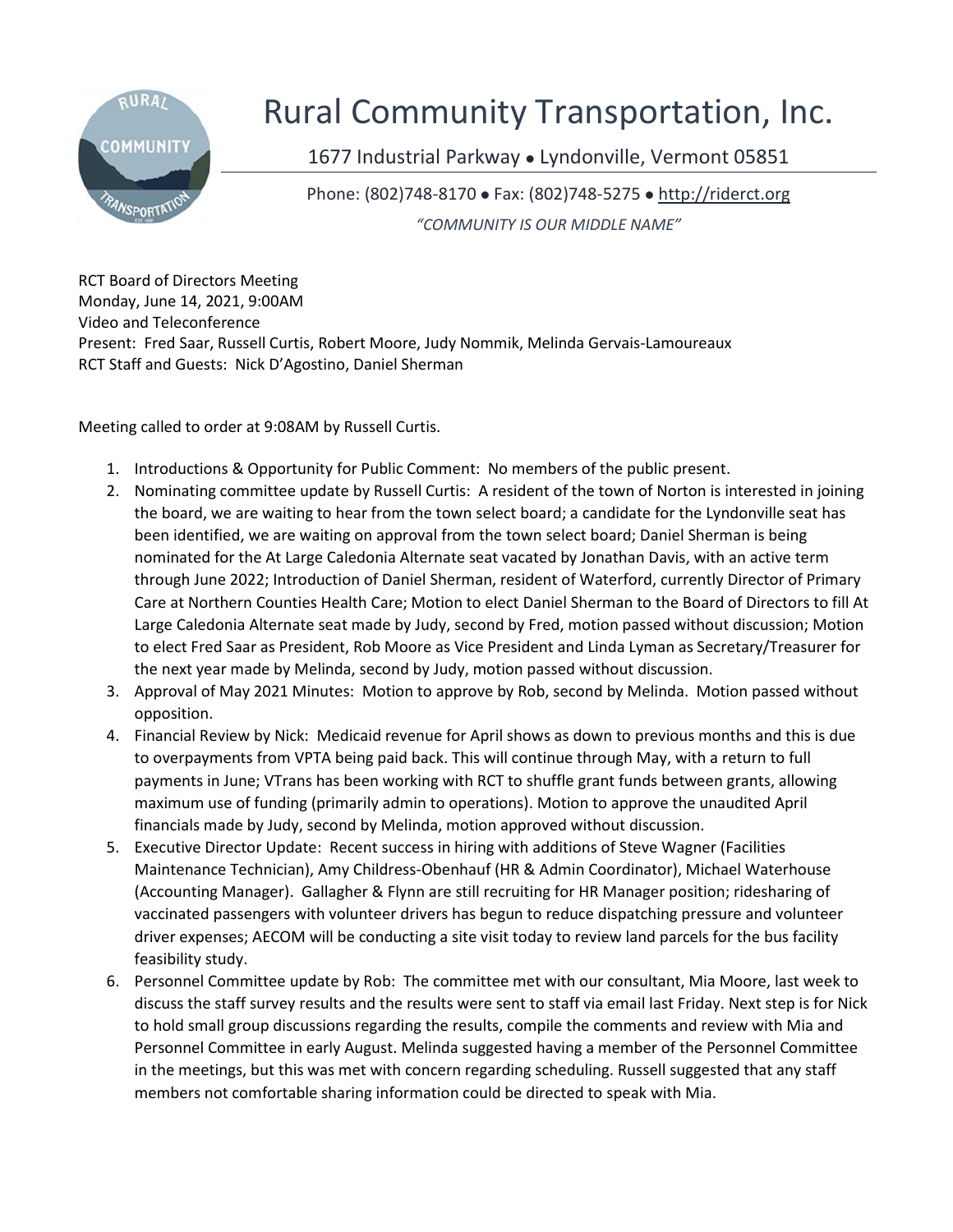# Rural Community Transportation, Inc.

1677 Industrial Parkway • Lyndonville, Vermont 05851

Phone: (802)748-8170 • Fax: (802)748-5275 • http://riderct.org

*"COMMUNITY IS OUR MIDDLE NAME"*

RCT Board of Directors Meeting
Monday, June 14, 2021, 9:00AM
Video and Teleconference
Present: Fred Saar, Russell Curtis, Robert Moore, Judy Nommik, Melinda Gervais-Lamoureaux
RCT Staff and Guests: Nick D'Agostino, Daniel Sherman

Meeting called to order at 9:08AM by Russell Curtis.

1. Introductions & Opportunity for Public Comment: No members of the public present.
2. Nominating committee update by Russell Curtis: A resident of the town of Norton is interested in joining the board, we are waiting to hear from the town select board; a candidate for the Lyndonville seat has been identified, we are waiting on approval from the town select board; Daniel Sherman is being nominated for the At Large Caledonia Alternate seat vacated by Jonathan Davis, with an active term through June 2022; Introduction of Daniel Sherman, resident of Waterford, currently Director of Primary Care at Northern Counties Health Care; Motion to elect Daniel Sherman to the Board of Directors to fill At Large Caledonia Alternate seat made by Judy, second by Fred, motion passed without discussion; Motion to elect Fred Saar as President, Rob Moore as Vice President and Linda Lyman as Secretary/Treasurer for the next year made by Melinda, second by Judy, motion passed without discussion.
3. Approval of May 2021 Minutes: Motion to approve by Rob, second by Melinda. Motion passed without opposition.
4. Financial Review by Nick: Medicaid revenue for April shows as down to previous months and this is due to overpayments from VPTA being paid back. This will continue through May, with a return to full payments in June; VTrans has been working with RCT to shuffle grant funds between grants, allowing maximum use of funding (primarily admin to operations). Motion to approve the unaudited April financials made by Judy, second by Melinda, motion approved without discussion.
5. Executive Director Update: Recent success in hiring with additions of Steve Wagner (Facilities Maintenance Technician), Amy Childress-Obenhauf (HR & Admin Coordinator), Michael Waterhouse (Accounting Manager). Gallagher & Flynn are still recruiting for HR Manager position; ridesharing of vaccinated passengers with volunteer drivers has begun to reduce dispatching pressure and volunteer driver expenses; AECOM will be conducting a site visit today to review land parcels for the bus facility feasibility study.
6. Personnel Committee update by Rob: The committee met with our consultant, Mia Moore, last week to discuss the staff survey results and the results were sent to staff via email last Friday. Next step is for Nick to hold small group discussions regarding the results, compile the comments and review with Mia and Personnel Committee in early August. Melinda suggested having a member of the Personnel Committee in the meetings, but this was met with concern regarding scheduling. Russell suggested that any staff members not comfortable sharing information could be directed to speak with Mia.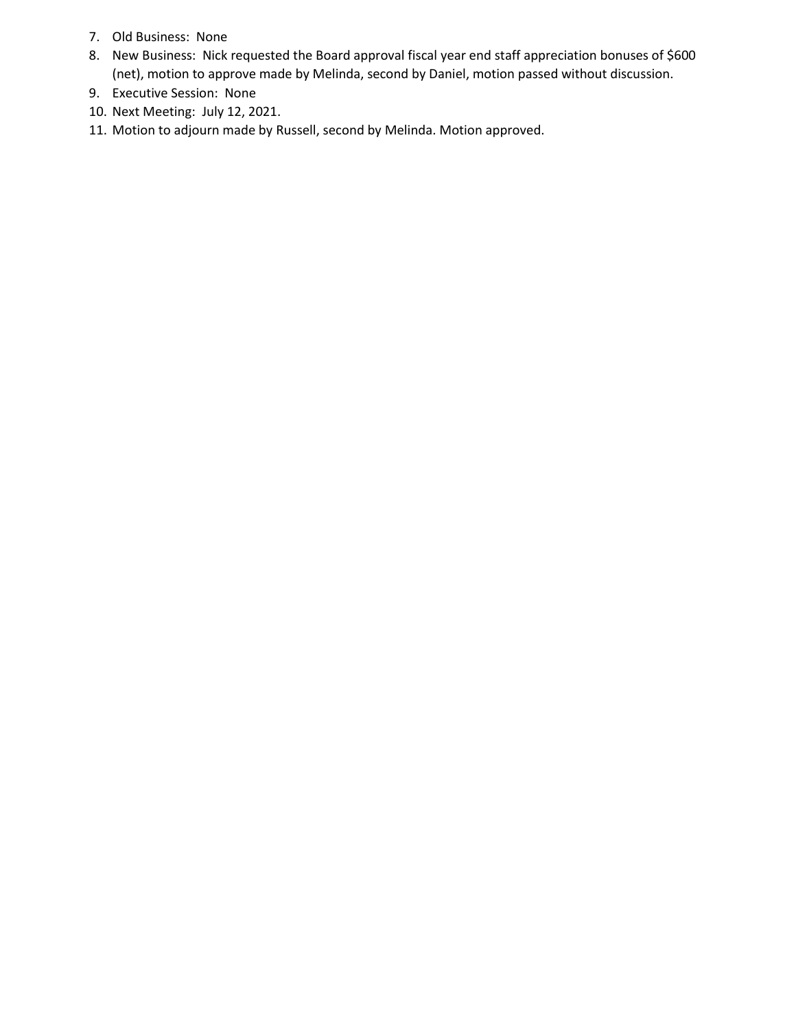7. Old Business: None
8. New Business: Nick requested the Board approval fiscal year end staff appreciation bonuses of $600 (net), motion to approve made by Melinda, second by Daniel, motion passed without discussion.
9. Executive Session: None
10. Next Meeting: July 12, 2021.
11. Motion to adjourn made by Russell, second by Melinda. Motion approved.